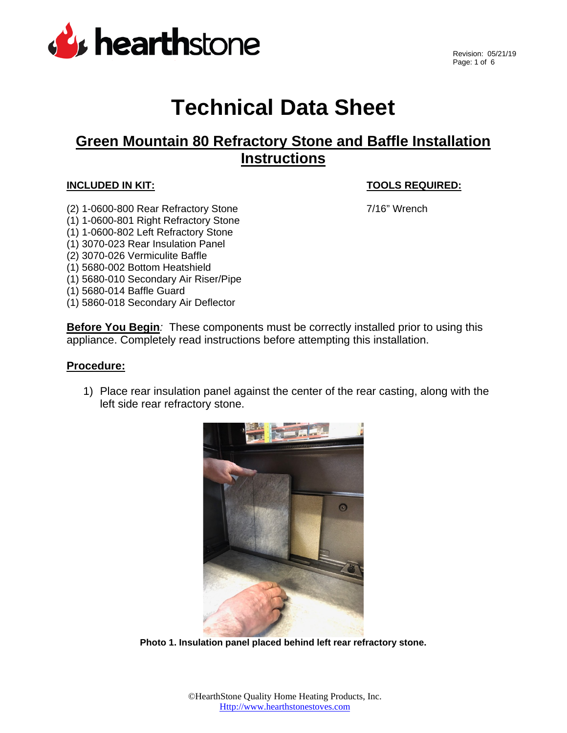# Technical Data Sheet

## Green Mountain 80 Refractory Stone and Baffle Installation Instructions

**INCLUDED IN KIT:**

(2) 1-0600-800 Rear Refractory Stone
(1) 1-0600-801 Right Refractory Stone
(1) 1-0600-802 Left Refractory Stone
(1) 3070-023 Rear Insulation Panel
(2) 3070-026 Vermiculite Baffle
(1) 5680-002 Bottom Heatshield
(1) 5680-010 Secondary Air Riser/Pipe
(1) 5680-014 Baffle Guard
(1) 5860-018 Secondary Air Deflector

**TOOLS REQUIRED:**

7/16" Wrench

**Before You Begin**: These components must be correctly installed prior to using this appliance. Completely read instructions before attempting this installation.

**Procedure:**

1) Place rear insulation panel against the center of the rear casting, along with the left side rear refractory stone.

**Photo 1. Insulation panel placed behind left rear refractory stone.**

©HearthStone Quality Home Heating Products, Inc.
Http://www.hearthstonestoves.com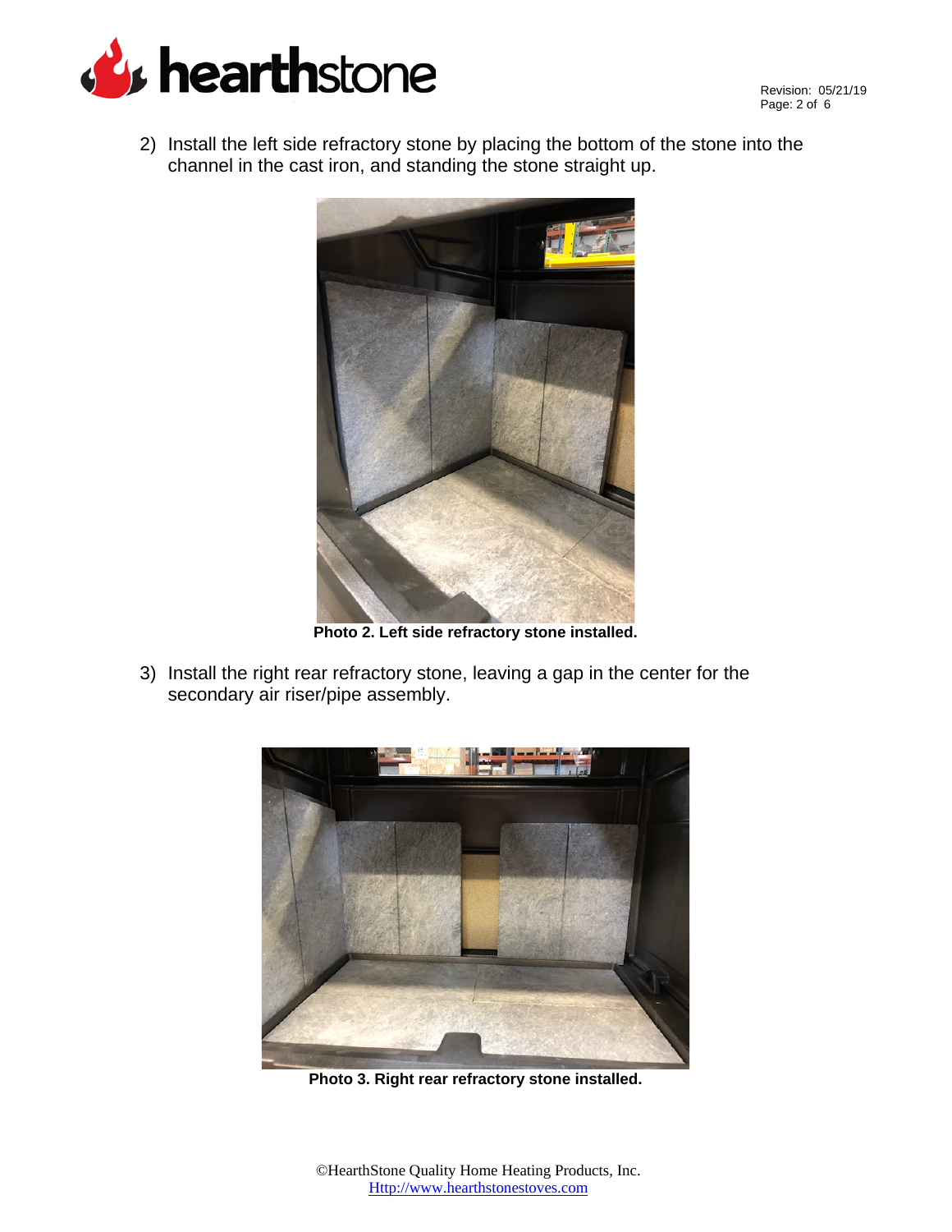2) Install the left side refractory stone by placing the bottom of the stone into the channel in the cast iron, and standing the stone straight up.

**Photo 2. Left side refractory stone installed.**

3) Install the right rear refractory stone, leaving a gap in the center for the secondary air riser/pipe assembly.

**Photo 3. Right rear refractory stone installed.**

©HearthStone Quality Home Heating Products, Inc.
Http://www.hearthstonestoves.com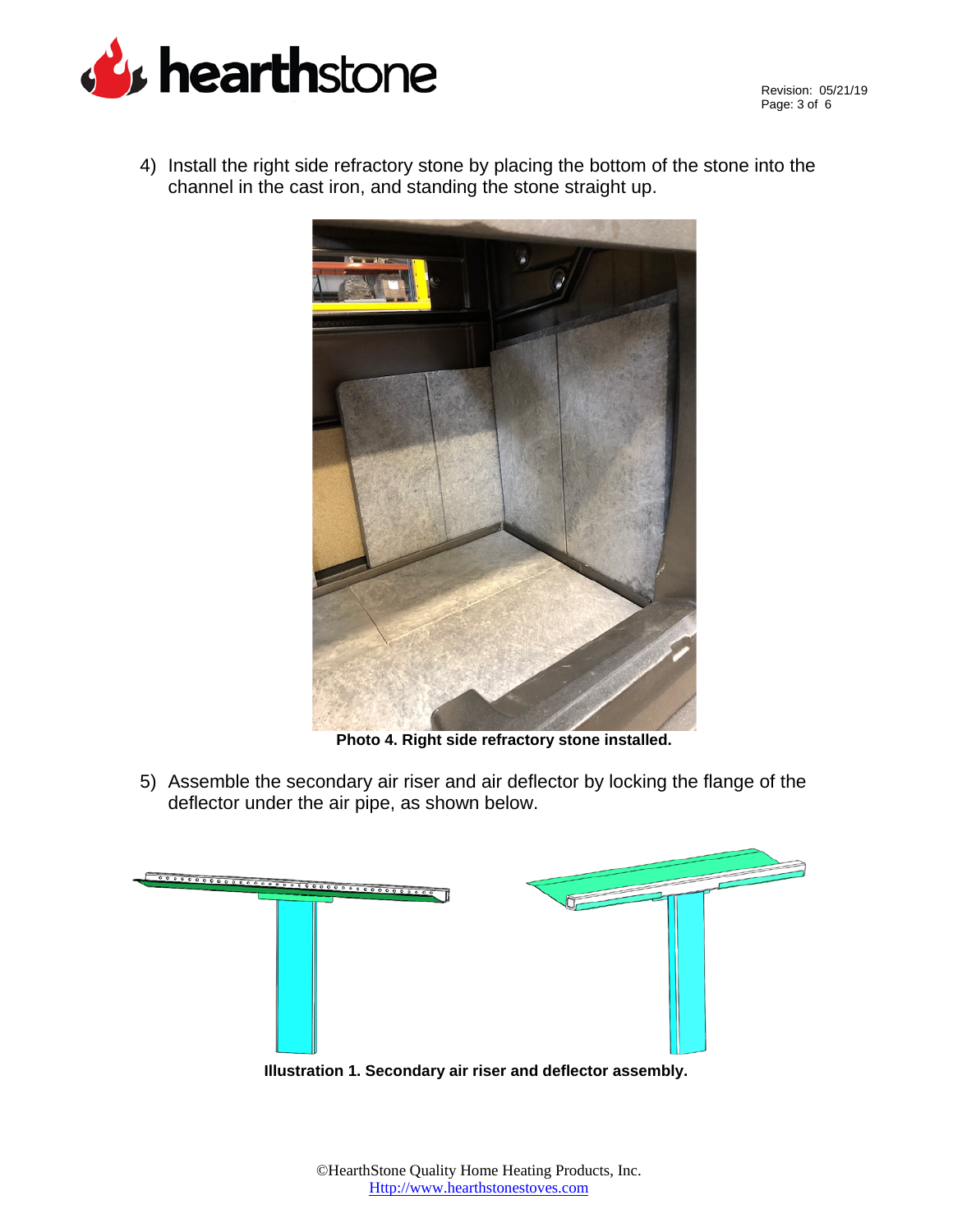4) Install the right side refractory stone by placing the bottom of the stone into the channel in the cast iron, and standing the stone straight up.

**Photo 4. Right side refractory stone installed.**

5) Assemble the secondary air riser and air deflector by locking the flange of the deflector under the air pipe, as shown below.

**Illustration 1. Secondary air riser and deflector assembly.**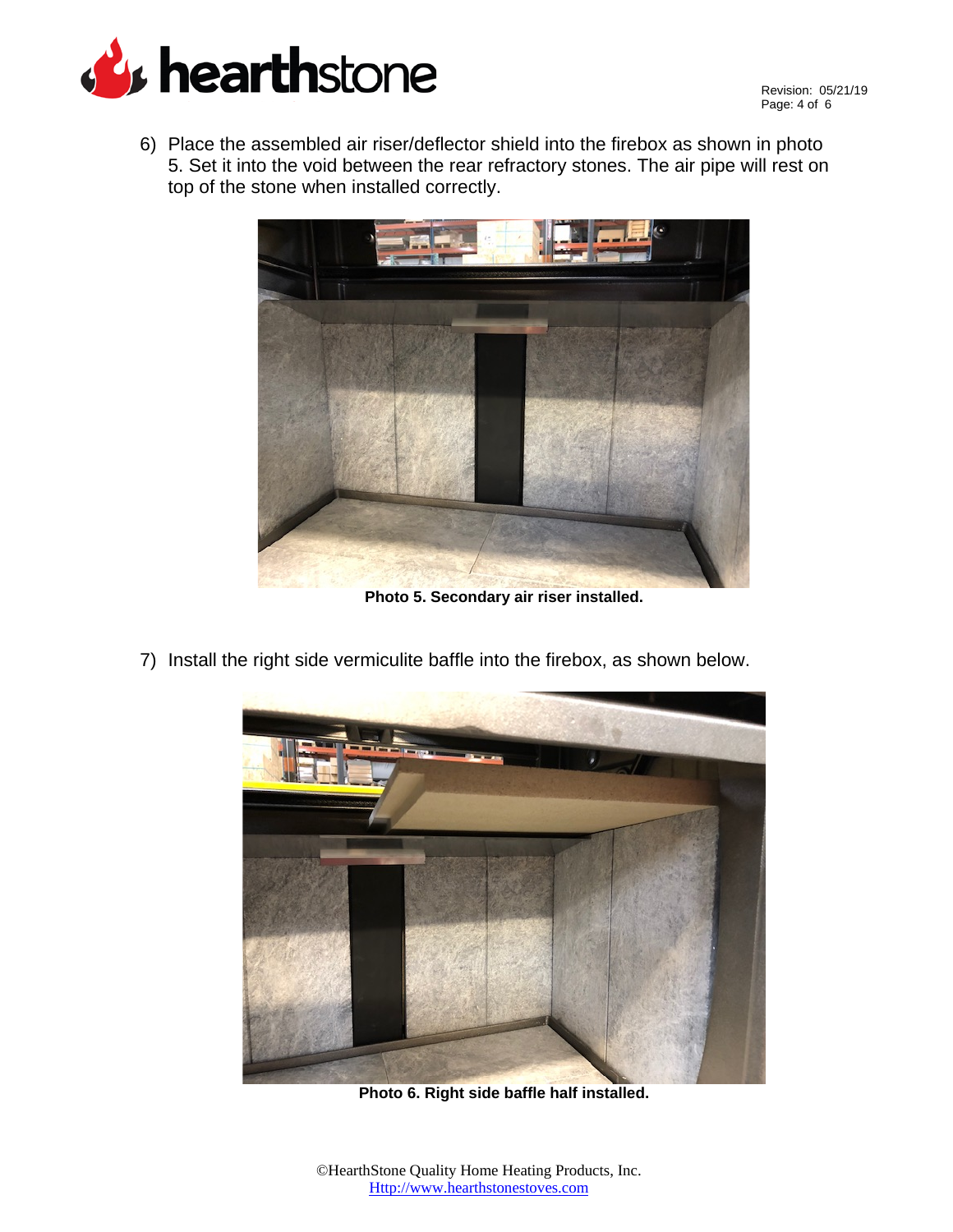6) Place the assembled air riser/deflector shield into the firebox as shown in photo 5. Set it into the void between the rear refractory stones. The air pipe will rest on top of the stone when installed correctly.

**Photo 5. Secondary air riser installed.**

7) Install the right side vermiculite baffle into the firebox, as shown below.

**Photo 6. Right side baffle half installed.**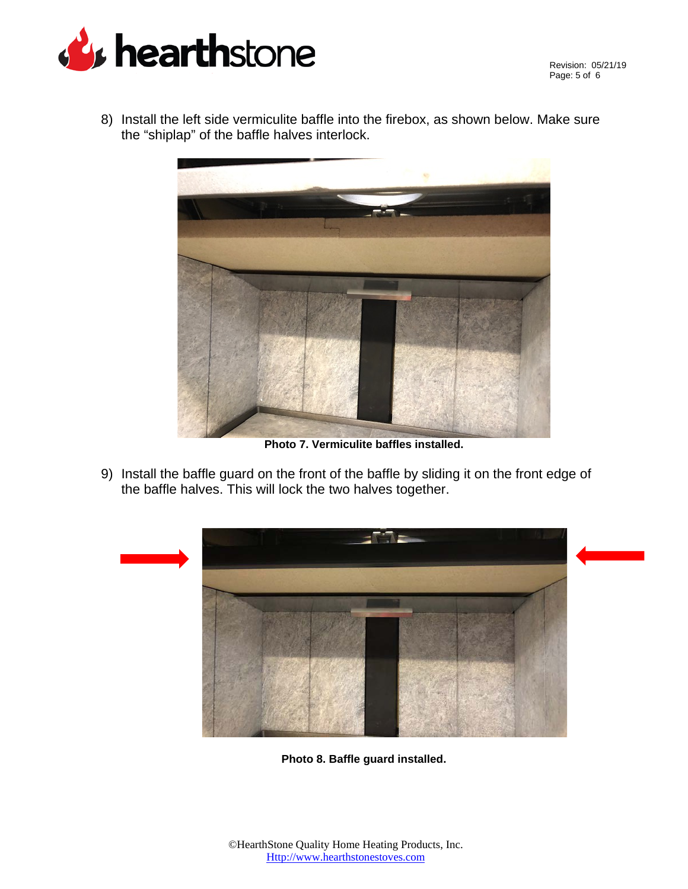8) Install the left side vermiculite baffle into the firebox, as shown below. Make sure the “shiplap” of the baffle halves interlock.

**Photo 7. Vermiculite baffles installed.**

9) Install the baffle guard on the front of the baffle by sliding it on the front edge of the baffle halves. This will lock the two halves together.

**Photo 8. Baffle guard installed.**

©HearthStone Quality Home Heating Products, Inc.
Http://www.hearthstonestoves.com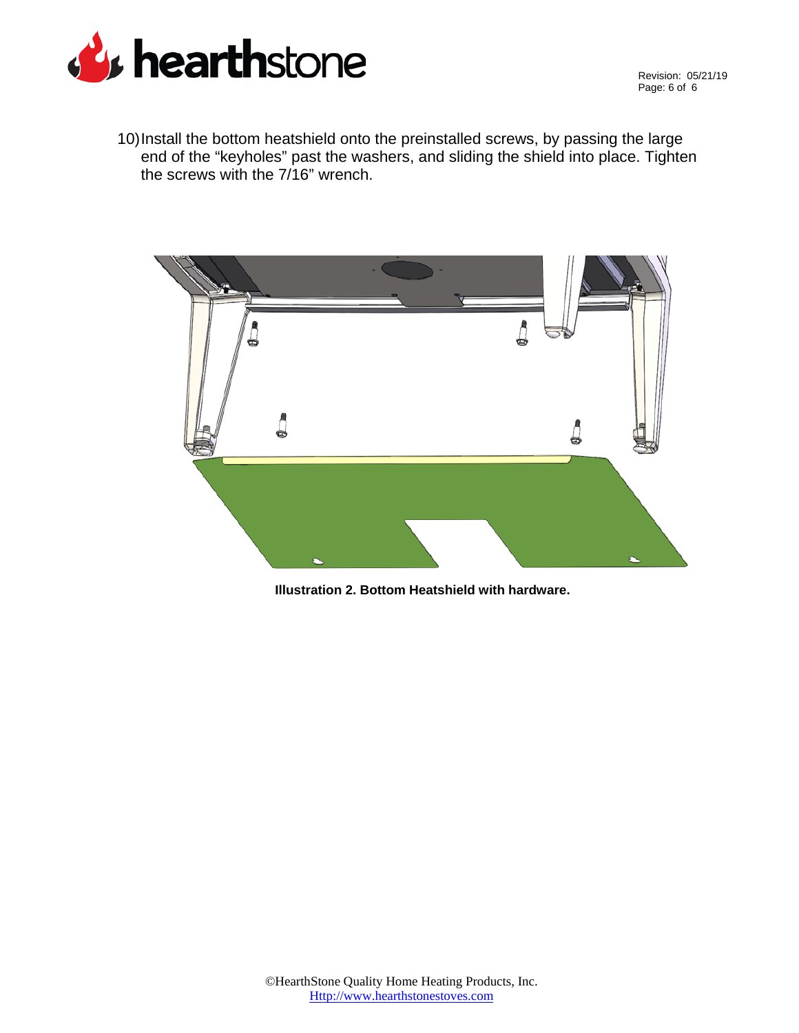10) Install the bottom heatshield onto the preinstalled screws, by passing the large end of the "keyholes" past the washers, and sliding the shield into place. Tighten the screws with the 7/16" wrench.

**Illustration 2. Bottom Heatshield with hardware.**